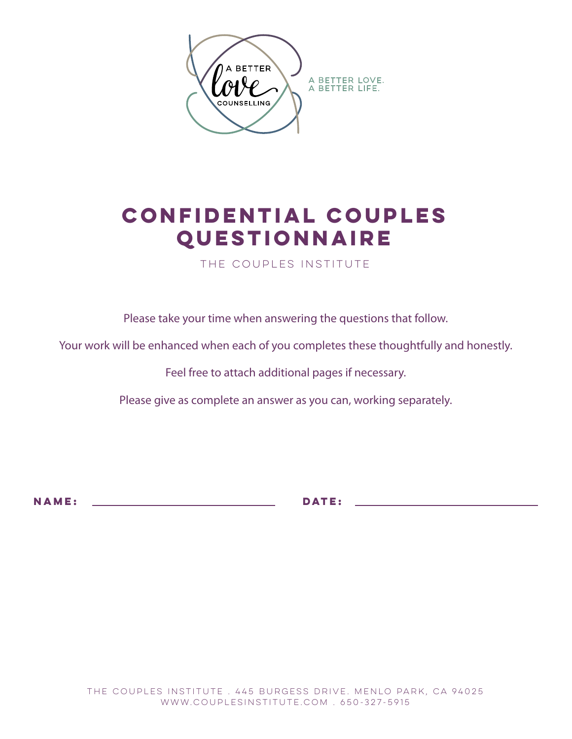A BETTER love COUNSELLING

A BETTER LOVE.
A BETTER LIFE.

# CONFIDENTIAL COUPLES QUESTIONNAIRE

THE COUPLES INSTITUTE

Please take your time when answering the questions that follow.

Your work will be enhanced when each of you completes these thoughtfully and honestly.

Feel free to attach additional pages if necessary.

Please give as complete an answer as you can, working separately.

**NAME:** ______________________________ **DATE:** ______________________________

THE COUPLES INSTITUTE . 445 BURGESS DRIVE. MENLO PARK, CA 94025
WWW.COUPLESINSTITUTE.COM . 650-327-5915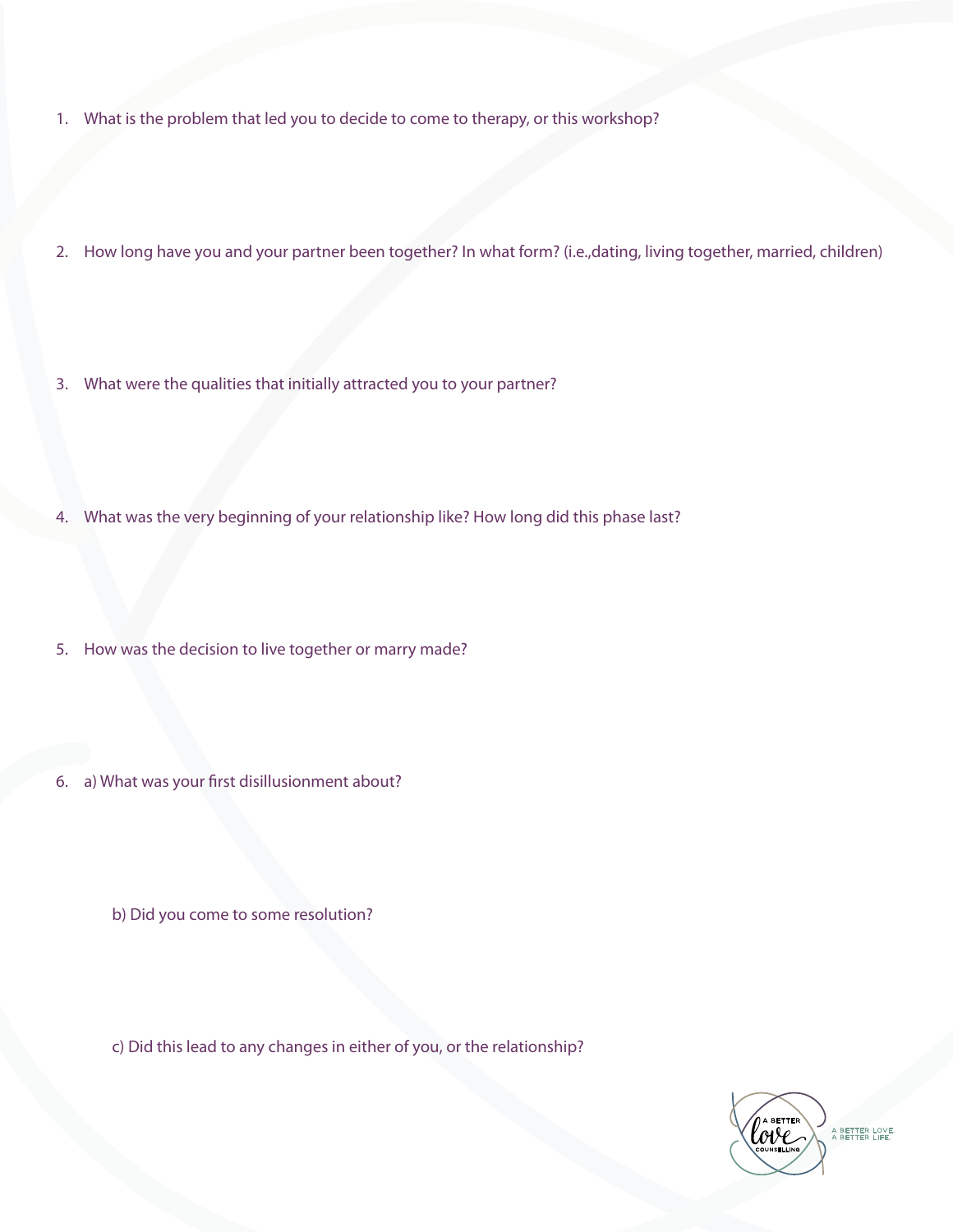1. What is the problem that led you to decide to come to therapy, or this workshop?

2. How long have you and your partner been together? In what form? (i.e.,dating, living together, married, children)

3. What were the qualities that initially attracted you to your partner?

4. What was the very beginning of your relationship like? How long did this phase last?

5. How was the decision to live together or marry made?

6. a) What was your first disillusionment about?

   b) Did you come to some resolution?

   c) Did this lead to any changes in either of you, or the relationship?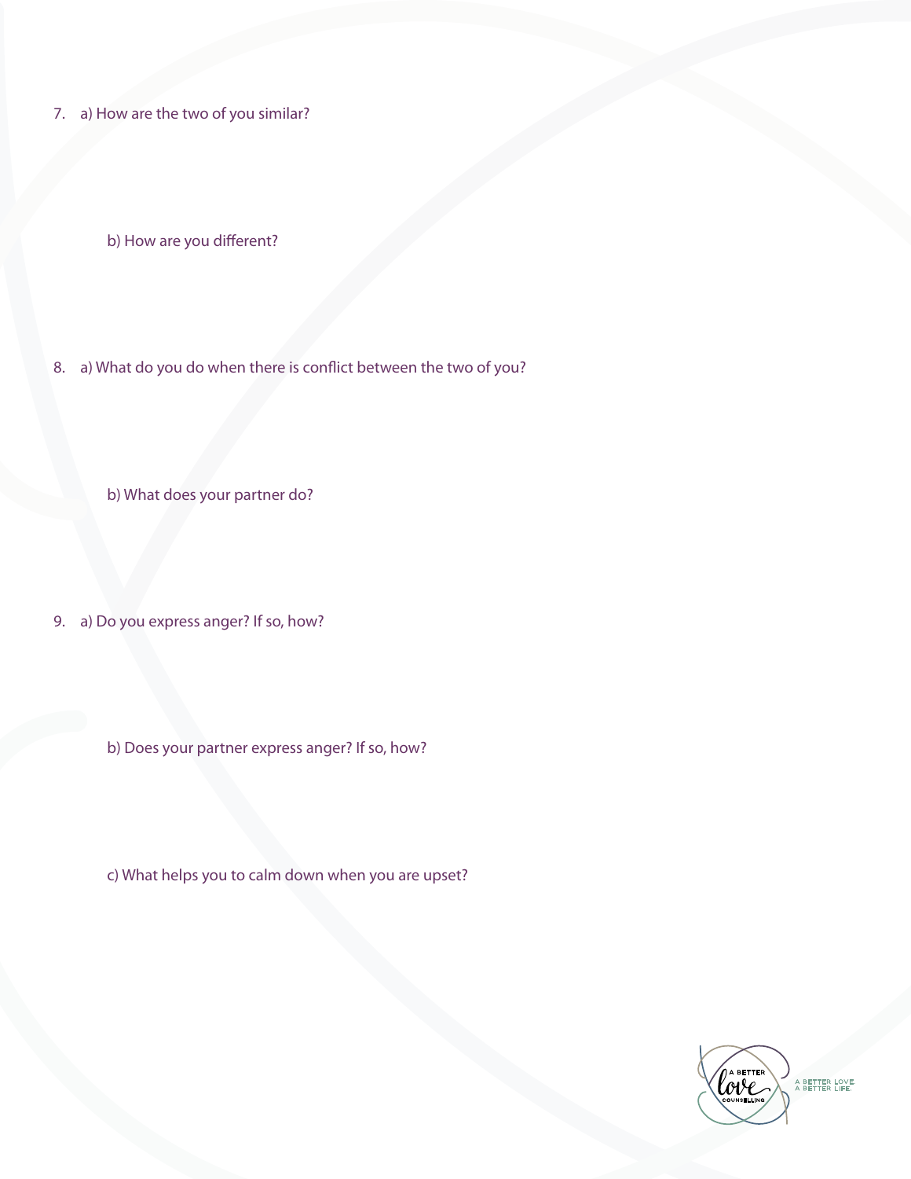7. a) How are the two of you similar?

   b) How are you different?

8. a) What do you do when there is conflict between the two of you?

   b) What does your partner do?

9. a) Do you express anger? If so, how?

   b) Does your partner express anger? If so, how?

   c) What helps you to calm down when you are upset?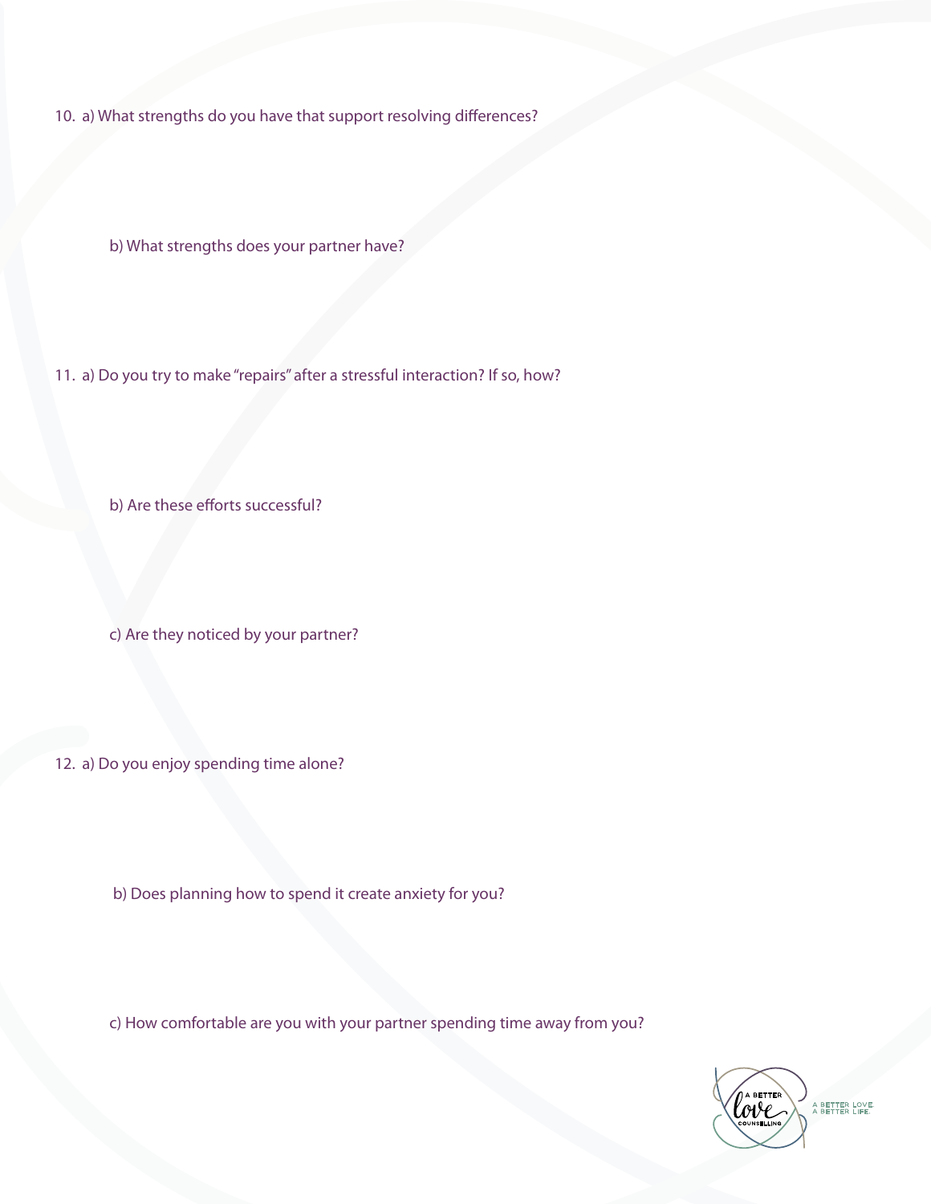10. a) What strengths do you have that support resolving differences?

    b) What strengths does your partner have?

11. a) Do you try to make "repairs" after a stressful interaction? If so, how?

    b) Are these efforts successful?

    c) Are they noticed by your partner?

12. a) Do you enjoy spending time alone?

    b) Does planning how to spend it create anxiety for you?

    c) How comfortable are you with your partner spending time away from you?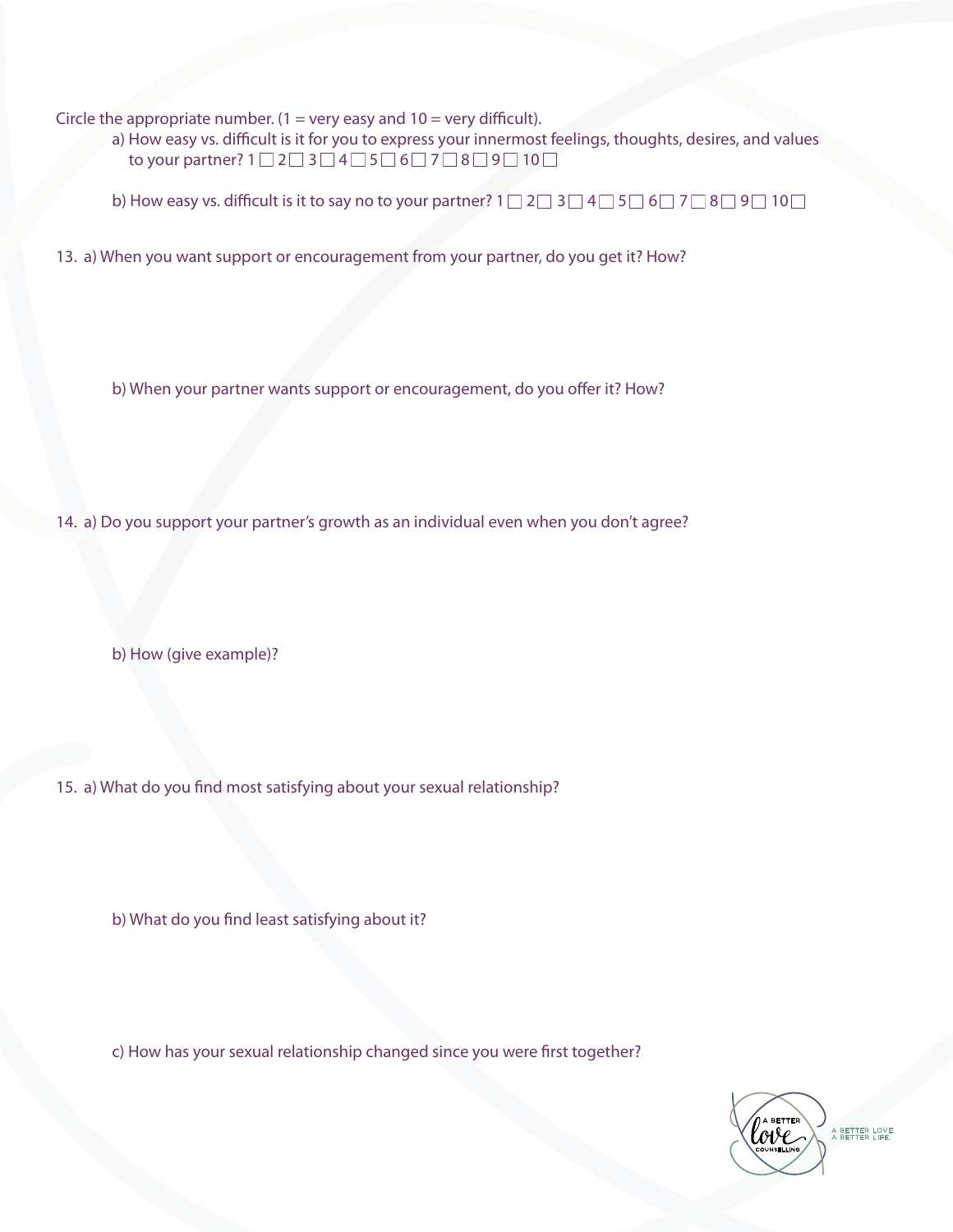Circle the appropriate number. (1 = very easy and 10 = very difficult).

a) How easy vs. difficult is it for you to express your innermost feelings, thoughts, desires, and values to your partner? 1 ☐ 2 ☐ 3 ☐ 4 ☐ 5 ☐ 6 ☐ 7 ☐ 8 ☐ 9 ☐ 10 ☐

b) How easy vs. difficult is it to say no to your partner? 1 ☐ 2 ☐ 3 ☐ 4 ☐ 5 ☐ 6 ☐ 7 ☐ 8 ☐ 9 ☐ 10 ☐

13. a) When you want support or encouragement from your partner, do you get it? How?

    b) When your partner wants support or encouragement, do you offer it? How?

14. a) Do you support your partner's growth as an individual even when you don't agree?

    b) How (give example)?

15. a) What do you find most satisfying about your sexual relationship?

    b) What do you find least satisfying about it?

    c) How has your sexual relationship changed since you were first together?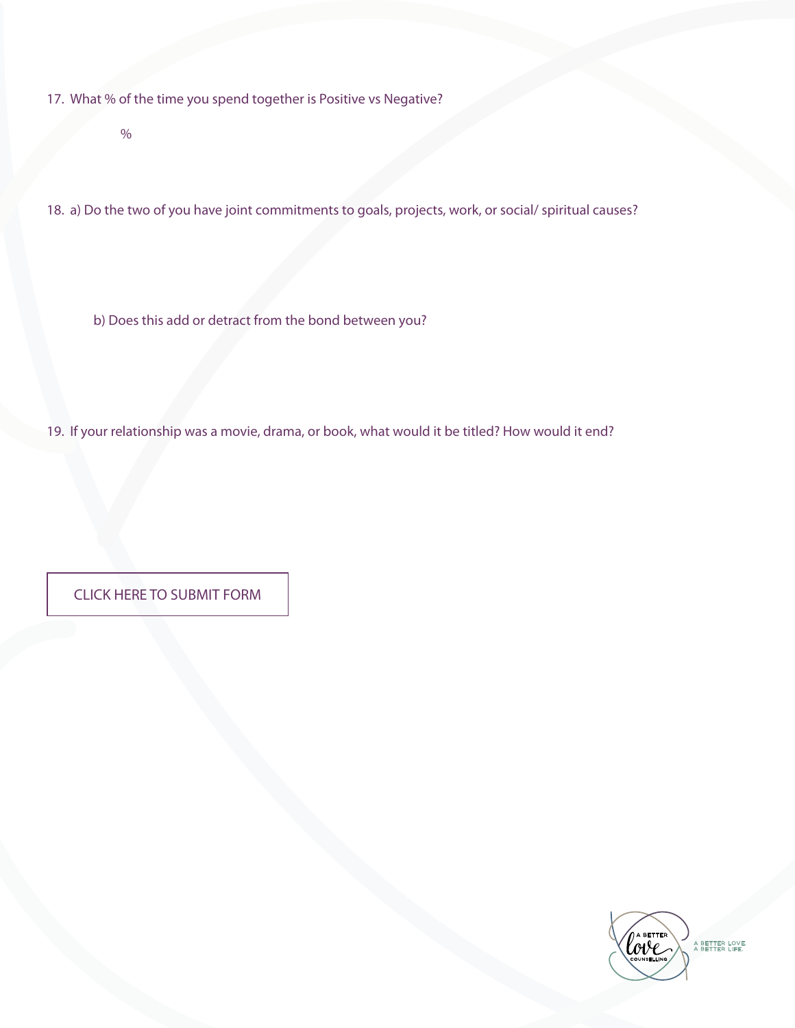17. What % of the time you spend together is Positive vs Negative?

    %

18. a) Do the two of you have joint commitments to goals, projects, work, or social/ spiritual causes?

    b) Does this add or detract from the bond between you?

19. If your relationship was a movie, drama, or book, what would it be titled? How would it end?

CLICK HERE TO SUBMIT FORM